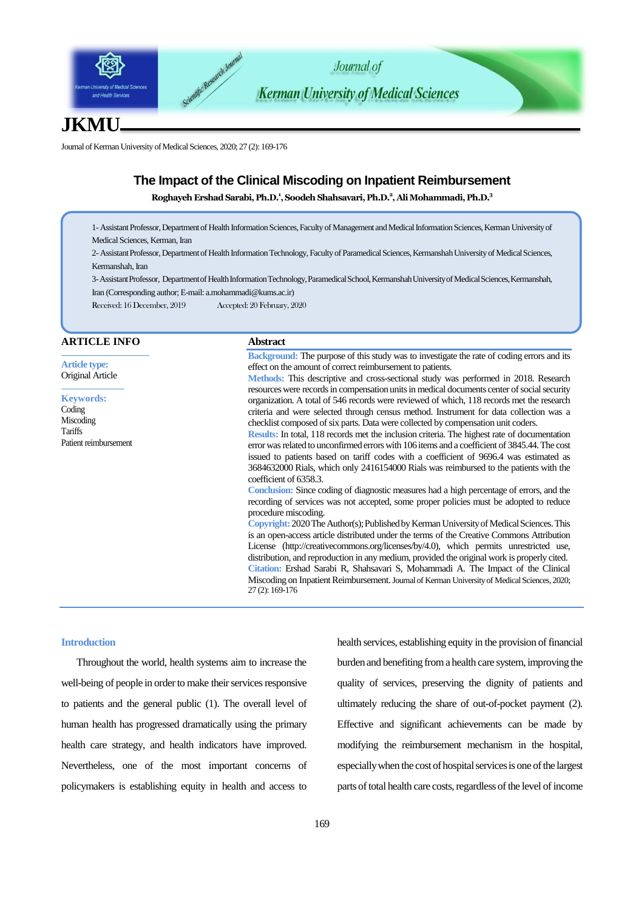# The Impact of the Clinical Miscoding on Inpatient Reimbursement

**Roghayeh Ershad Sarabi, Ph.D.[1], Soodeh Shahsavari, Ph.D.[2], Ali Mohammadi, Ph.D.[3]**

1- Assistant Professor, Department of Health Information Sciences, Faculty of Management and Medical Information Sciences, Kerman University of Medical Sciences, Kerman, Iran

2- Assistant Professor, Department of Health Information Technology, Faculty of Paramedical Sciences, Kermanshah University of Medical Sciences, Kermanshah, Iran

3- Assistant Professor, Department of Health Information Technology, Paramedical School, Kermanshah University of Medical Sciences, Kermanshah, Iran (Corresponding author; E-mail: a.mohammadi@kums.ac.ir)

Received: 16 December, 2019 Accepted: 20 February, 2020

## ARTICLE INFO

**Article type:**
Original Article

**Keywords:**
Coding
Miscoding
Tariffs
Patient reimbursement

## Abstract

**Background:** The purpose of this study was to investigate the rate of coding errors and its effect on the amount of correct reimbursement to patients.

**Methods:** This descriptive and cross-sectional study was performed in 2018. Research resources were records in compensation units in medical documents center of social security organization. A total of 546 records were reviewed of which, 118 records met the research criteria and were selected through census method. Instrument for data collection was a checklist composed of six parts. Data were collected by compensation unit coders.

**Results:** In total, 118 records met the inclusion criteria. The highest rate of documentation error was related to unconfirmed errors with 106 items and a coefficient of 3845.44. The cost issued to patients based on tariff codes with a coefficient of 9696.4 was estimated as 3684632000 Rials, which only 2416154000 Rials was reimbursed to the patients with the coefficient of 6358.3.

**Conclusion:** Since coding of diagnostic measures had a high percentage of errors, and the recording of services was not accepted, some proper policies must be adopted to reduce procedure miscoding.

**Copyright:** 2020 The Author(s); Published by Kerman University of Medical Sciences. This is an open-access article distributed under the terms of the Creative Commons Attribution License (http://creativecommons.org/licenses/by/4.0), which permits unrestricted use, distribution, and reproduction in any medium, provided the original work is properly cited.

**Citation:** Ershad Sarabi R, Shahsavari S, Mohammadi A. The Impact of the Clinical Miscoding on Inpatient Reimbursement. Journal of Kerman University of Medical Sciences, 2020; 27 (2): 169-176

## Introduction

Throughout the world, health systems aim to increase the well-being of people in order to make their services responsive to patients and the general public (1). The overall level of human health has progressed dramatically using the primary health care strategy, and health indicators have improved. Nevertheless, one of the most important concerns of policymakers is establishing equity in health and access to health services, establishing equity in the provision of financial burden and benefiting from a health care system, improving the quality of services, preserving the dignity of patients and ultimately reducing the share of out-of-pocket payment (2). Effective and significant achievements can be made by modifying the reimbursement mechanism in the hospital, especially when the cost of hospital services is one of the largest parts of total health care costs, regardless of the level of income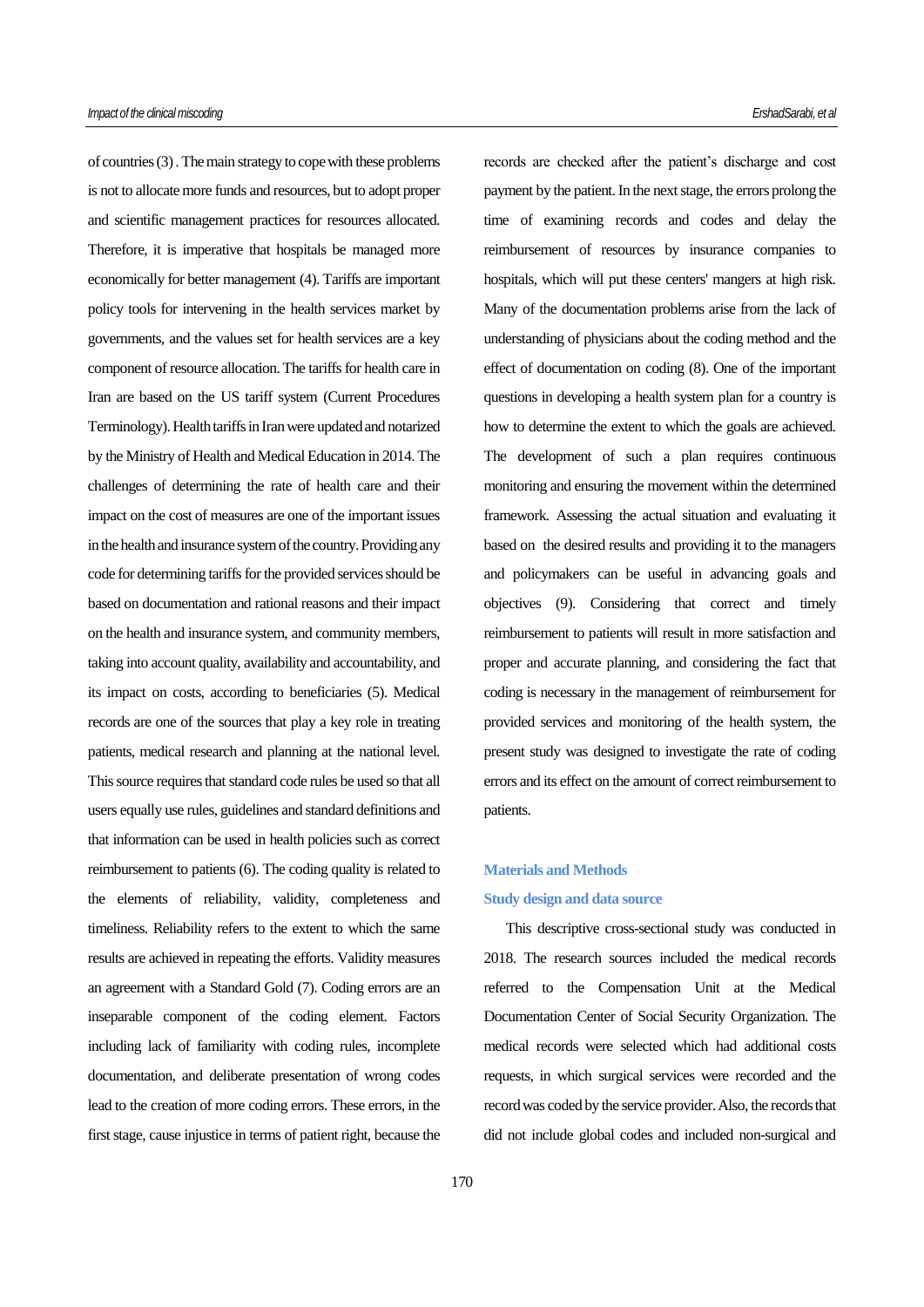of countries (3) . The main strategy to cope with these problems is not to allocate more funds and resources, but to adopt proper and scientific management practices for resources allocated. Therefore, it is imperative that hospitals be managed more economically for better management (4). Tariffs are important policy tools for intervening in the health services market by governments, and the values set for health services are a key component of resource allocation. The tariffs for health care in Iran are based on the US tariff system (Current Procedures Terminology). Health tariffs in Iran were updated and notarized by the Ministry of Health and Medical Education in 2014. The challenges of determining the rate of health care and their impact on the cost of measures are one of the important issues in the health and insurance system of the country. Providing any code for determining tariffs for the provided services should be based on documentation and rational reasons and their impact on the health and insurance system, and community members, taking into account quality, availability and accountability, and its impact on costs, according to beneficiaries (5). Medical records are one of the sources that play a key role in treating patients, medical research and planning at the national level. This source requires that standard code rules be used so that all users equally use rules, guidelines and standard definitions and that information can be used in health policies such as correct reimbursement to patients (6). The coding quality is related to the elements of reliability, validity, completeness and timeliness. Reliability refers to the extent to which the same results are achieved in repeating the efforts. Validity measures an agreement with a Standard Gold (7). Coding errors are an inseparable component of the coding element. Factors including lack of familiarity with coding rules, incomplete documentation, and deliberate presentation of wrong codes lead to the creation of more coding errors. These errors, in the first stage, cause injustice in terms of patient right, because the records are checked after the patient's discharge and cost payment by the patient. In the next stage, the errors prolong the time of examining records and codes and delay the reimbursement of resources by insurance companies to hospitals, which will put these centers' mangers at high risk. Many of the documentation problems arise from the lack of understanding of physicians about the coding method and the effect of documentation on coding (8). One of the important questions in developing a health system plan for a country is how to determine the extent to which the goals are achieved. The development of such a plan requires continuous monitoring and ensuring the movement within the determined framework. Assessing the actual situation and evaluating it based on the desired results and providing it to the managers and policymakers can be useful in advancing goals and objectives (9). Considering that correct and timely reimbursement to patients will result in more satisfaction and proper and accurate planning, and considering the fact that coding is necessary in the management of reimbursement for provided services and monitoring of the health system, the present study was designed to investigate the rate of coding errors and its effect on the amount of correct reimbursement to patients.

## Materials and Methods

### Study design and data source

This descriptive cross-sectional study was conducted in 2018. The research sources included the medical records referred to the Compensation Unit at the Medical Documentation Center of Social Security Organization. The medical records were selected which had additional costs requests, in which surgical services were recorded and the record was coded by the service provider. Also, the records that did not include global codes and included non-surgical and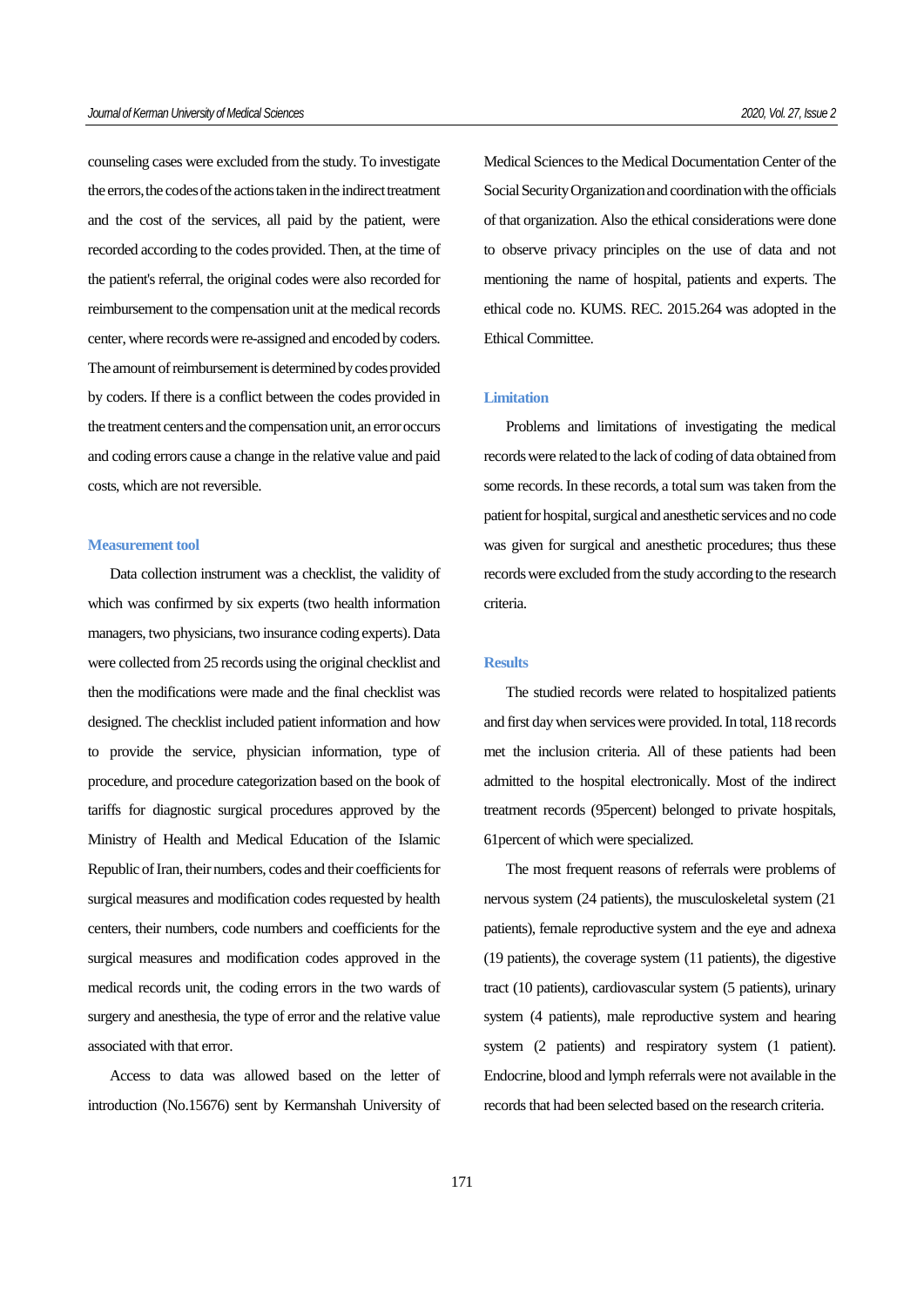counseling cases were excluded from the study. To investigate the errors, the codes of the actions taken in the indirect treatment and the cost of the services, all paid by the patient, were recorded according to the codes provided. Then, at the time of the patient's referral, the original codes were also recorded for reimbursement to the compensation unit at the medical records center, where records were re-assigned and encoded by coders. The amount of reimbursement is determined by codes provided by coders. If there is a conflict between the codes provided in the treatment centers and the compensation unit, an error occurs and coding errors cause a change in the relative value and paid costs, which are not reversible.

### Measurement tool

Data collection instrument was a checklist, the validity of which was confirmed by six experts (two health information managers, two physicians, two insurance coding experts). Data were collected from 25 records using the original checklist and then the modifications were made and the final checklist was designed. The checklist included patient information and how to provide the service, physician information, type of procedure, and procedure categorization based on the book of tariffs for diagnostic surgical procedures approved by the Ministry of Health and Medical Education of the Islamic Republic of Iran, their numbers, codes and their coefficients for surgical measures and modification codes requested by health centers, their numbers, code numbers and coefficients for the surgical measures and modification codes approved in the medical records unit, the coding errors in the two wards of surgery and anesthesia, the type of error and the relative value associated with that error.

Access to data was allowed based on the letter of introduction (No.15676) sent by Kermanshah University of Medical Sciences to the Medical Documentation Center of the Social Security Organization and coordination with the officials of that organization. Also the ethical considerations were done to observe privacy principles on the use of data and not mentioning the name of hospital, patients and experts. The ethical code no. KUMS. REC. 2015.264 was adopted in the Ethical Committee.

### Limitation

Problems and limitations of investigating the medical records were related to the lack of coding of data obtained from some records. In these records, a total sum was taken from the patient for hospital, surgical and anesthetic services and no code was given for surgical and anesthetic procedures; thus these records were excluded from the study according to the research criteria.

## Results

The studied records were related to hospitalized patients and first day when services were provided. In total, 118 records met the inclusion criteria. All of these patients had been admitted to the hospital electronically. Most of the indirect treatment records (95percent) belonged to private hospitals, 61percent of which were specialized.

The most frequent reasons of referrals were problems of nervous system (24 patients), the musculoskeletal system (21 patients), female reproductive system and the eye and adnexa (19 patients), the coverage system (11 patients), the digestive tract (10 patients), cardiovascular system (5 patients), urinary system (4 patients), male reproductive system and hearing system (2 patients) and respiratory system (1 patient). Endocrine, blood and lymph referrals were not available in the records that had been selected based on the research criteria.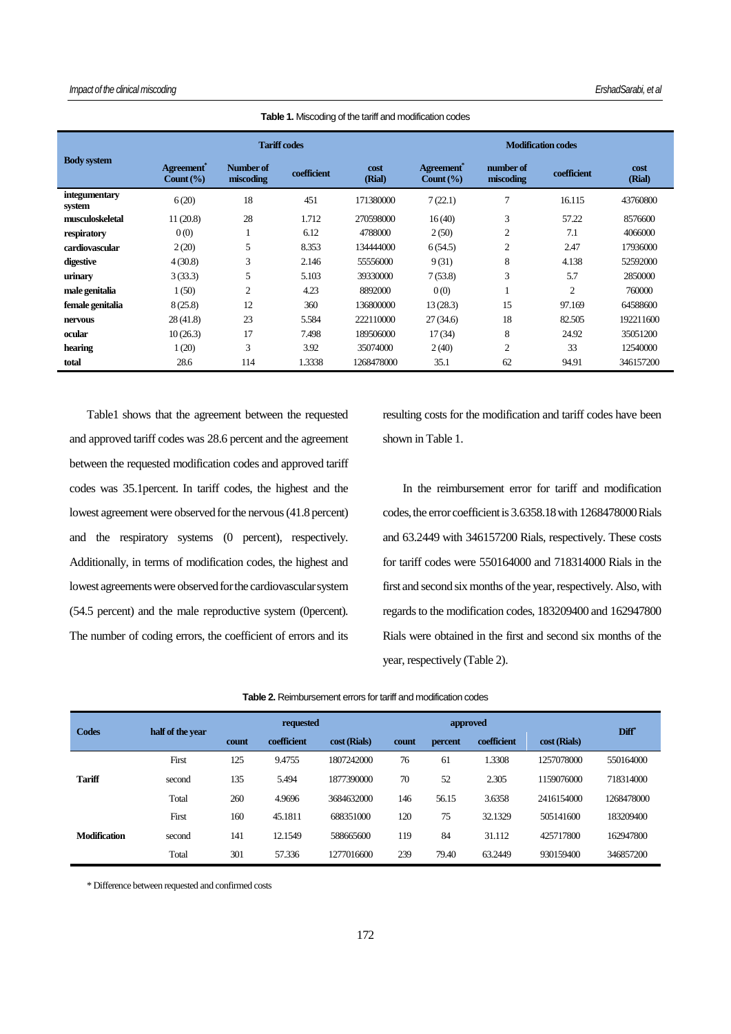**Table 1.** Miscoding of the tariff and modification codes

| Body system | Tariff codes | | | | Modification codes | | | |
|---|---|---|---|---|---|---|---|---|
| | Agreement* Count (%) | Number of miscoding | coefficient | cost (Rial) | Agreement* Count (%) | number of miscoding | coefficient | cost (Rial) |
| integumentary system | 6 (20) | 18 | 451 | 171380000 | 7 (22.1) | 7 | 16.115 | 43760800 |
| musculoskeletal | 11 (20.8) | 28 | 1.712 | 270598000 | 16 (40) | 3 | 57.22 | 8576600 |
| respiratory | 0 (0) | 1 | 6.12 | 4788000 | 2 (50) | 2 | 7.1 | 4066000 |
| cardiovascular | 2 (20) | 5 | 8.353 | 134444000 | 6 (54.5) | 2 | 2.47 | 17936000 |
| digestive | 4 (30.8) | 3 | 2.146 | 55556000 | 9 (31) | 8 | 4.138 | 52592000 |
| urinary | 3 (33.3) | 5 | 5.103 | 39330000 | 7 (53.8) | 3 | 5.7 | 2850000 |
| male genitalia | 1 (50) | 2 | 4.23 | 8892000 | 0 (0) | 1 | 2 | 760000 |
| female genitalia | 8 (25.8) | 12 | 360 | 136800000 | 13 (28.3) | 15 | 97.169 | 64588600 |
| nervous | 28 (41.8) | 23 | 5.584 | 222110000 | 27 (34.6) | 18 | 82.505 | 192211600 |
| ocular | 10 (26.3) | 17 | 7.498 | 189506000 | 17 (34) | 8 | 24.92 | 35051200 |
| hearing | 1 (20) | 3 | 3.92 | 35074000 | 2 (40) | 2 | 33 | 12540000 |
| total | 28.6 | 114 | 1.3338 | 1268478000 | 35.1 | 62 | 94.91 | 346157200 |

Table1 shows that the agreement between the requested and approved tariff codes was 28.6 percent and the agreement between the requested modification codes and approved tariff codes was 35.1percent. In tariff codes, the highest and the lowest agreement were observed for the nervous (41.8 percent) and the respiratory systems (0 percent), respectively. Additionally, in terms of modification codes, the highest and lowest agreements were observed for the cardiovascular system (54.5 percent) and the male reproductive system (0percent). The number of coding errors, the coefficient of errors and its resulting costs for the modification and tariff codes have been shown in Table 1.

In the reimbursement error for tariff and modification codes, the error coefficient is 3.6358.18 with 1268478000 Rials and 63.2449 with 346157200 Rials, respectively. These costs for tariff codes were 550164000 and 718314000 Rials in the first and second six months of the year, respectively. Also, with regards to the modification codes, 183209400 and 162947800 Rials were obtained in the first and second six months of the year, respectively (Table 2).

**Table 2.** Reimbursement errors for tariff and modification codes

| Codes | half of the year | requested | | | approved | | | | Diff* |
|---|---|---|---|---|---|---|---|---|---|
| | | count | coefficient | cost (Rials) | count | percent | coefficient | cost (Rials) | |
| Tariff | First | 125 | 9.4755 | 1807242000 | 76 | 61 | 1.3308 | 1257078000 | 550164000 |
| | second | 135 | 5.494 | 1877390000 | 70 | 52 | 2.305 | 1159076000 | 718314000 |
| | Total | 260 | 4.9696 | 3684632000 | 146 | 56.15 | 3.6358 | 2416154000 | 1268478000 |
| Modification | First | 160 | 45.1811 | 688351000 | 120 | 75 | 32.1329 | 505141600 | 183209400 |
| | second | 141 | 12.1549 | 588665600 | 119 | 84 | 31.112 | 425717800 | 162947800 |
| | Total | 301 | 57.336 | 1277016600 | 239 | 79.40 | 63.2449 | 930159400 | 346857200 |

\* Difference between requested and confirmed costs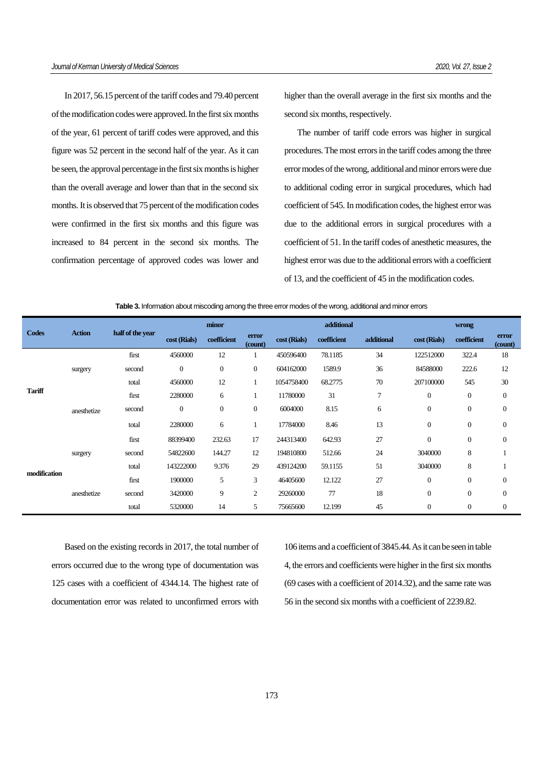In 2017, 56.15 percent of the tariff codes and 79.40 percent of the modification codes were approved. In the first six months of the year, 61 percent of tariff codes were approved, and this figure was 52 percent in the second half of the year. As it can be seen, the approval percentage in the first six months is higher than the overall average and lower than that in the second six months. It is observed that 75 percent of the modification codes were confirmed in the first six months and this figure was increased to 84 percent in the second six months. The confirmation percentage of approved codes was lower and higher than the overall average in the first six months and the second six months, respectively.

The number of tariff code errors was higher in surgical procedures. The most errors in the tariff codes among the three error modes of the wrong, additional and minor errors were due to additional coding error in surgical procedures, which had coefficient of 545. In modification codes, the highest error was due to the additional errors in surgical procedures with a coefficient of 51. In the tariff codes of anesthetic measures, the highest error was due to the additional errors with a coefficient of 13, and the coefficient of 45 in the modification codes.

**Table 3.** Information about miscoding among the three error modes of the wrong, additional and minor errors

| Codes | Action | half of the year | minor | | | additional | | | wrong | | |
|---|---|---|---|---|---|---|---|---|---|---|---|
| | | | cost (Rials) | coefficient | error (count) | cost (Rials) | coefficient | additional | cost (Rials) | coefficient | error (count) |
| Tariff | surgery | first | 4560000 | 12 | 1 | 450596400 | 78.1185 | 34 | 122512000 | 322.4 | 18 |
| | | second | 0 | 0 | 0 | 604162000 | 1589.9 | 36 | 84588000 | 222.6 | 12 |
| | | total | 4560000 | 12 | 1 | 1054758400 | 68.2775 | 70 | 207100000 | 545 | 30 |
| | anesthetize | first | 2280000 | 6 | 1 | 11780000 | 31 | 7 | 0 | 0 | 0 |
| | | second | 0 | 0 | 0 | 6004000 | 8.15 | 6 | 0 | 0 | 0 |
| | | total | 2280000 | 6 | 1 | 17784000 | 8.46 | 13 | 0 | 0 | 0 |
| modification | surgery | first | 88399400 | 232.63 | 17 | 244313400 | 642.93 | 27 | 0 | 0 | 0 |
| | | second | 54822600 | 144.27 | 12 | 194810800 | 512.66 | 24 | 3040000 | 8 | 1 |
| | | total | 143222000 | 9.376 | 29 | 439124200 | 59.1155 | 51 | 3040000 | 8 | 1 |
| | anesthetize | first | 1900000 | 5 | 3 | 46405600 | 12.122 | 27 | 0 | 0 | 0 |
| | | second | 3420000 | 9 | 2 | 29260000 | 77 | 18 | 0 | 0 | 0 |
| | | total | 5320000 | 14 | 5 | 75665600 | 12.199 | 45 | 0 | 0 | 0 |

Based on the existing records in 2017, the total number of errors occurred due to the wrong type of documentation was 125 cases with a coefficient of 4344.14. The highest rate of documentation error was related to unconfirmed errors with 106 items and a coefficient of 3845.44. As it can be seen in table 4, the errors and coefficients were higher in the first six months (69 cases with a coefficient of 2014.32), and the same rate was 56 in the second six months with a coefficient of 2239.82.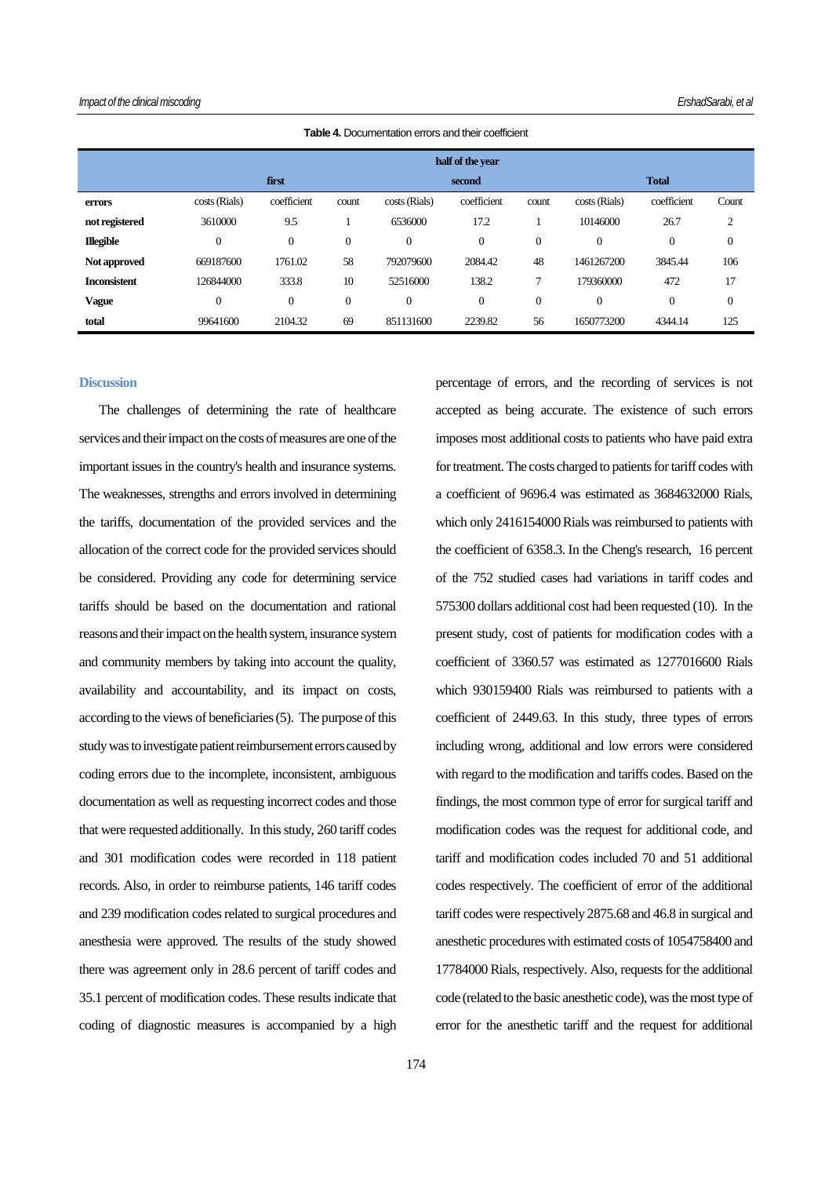Table 4. Documentation errors and their coefficient

| | half of the year | | | | | | | | |
|---|---|---|---|---|---|---|---|---|---|
| | first | | | second | | | Total | | |
| errors | costs (Rials) | coefficient | count | costs (Rials) | coefficient | count | costs (Rials) | coefficient | Count |
| not registered | 3610000 | 9.5 | 1 | 6536000 | 17.2 | 1 | 10146000 | 26.7 | 2 |
| Illegible | 0 | 0 | 0 | 0 | 0 | 0 | 0 | 0 | 0 |
| Not approved | 669187600 | 1761.02 | 58 | 792079600 | 2084.42 | 48 | 1461267200 | 3845.44 | 106 |
| Inconsistent | 126844000 | 333.8 | 10 | 52516000 | 138.2 | 7 | 179360000 | 472 | 17 |
| Vague | 0 | 0 | 0 | 0 | 0 | 0 | 0 | 0 | 0 |
| total | 99641600 | 2104.32 | 69 | 851131600 | 2239.82 | 56 | 1650773200 | 4344.14 | 125 |

## Discussion

The challenges of determining the rate of healthcare services and their impact on the costs of measures are one of the important issues in the country's health and insurance systems. The weaknesses, strengths and errors involved in determining the tariffs, documentation of the provided services and the allocation of the correct code for the provided services should be considered. Providing any code for determining service tariffs should be based on the documentation and rational reasons and their impact on the health system, insurance system and community members by taking into account the quality, availability and accountability, and its impact on costs, according to the views of beneficiaries (5). The purpose of this study was to investigate patient reimbursement errors caused by coding errors due to the incomplete, inconsistent, ambiguous documentation as well as requesting incorrect codes and those that were requested additionally. In this study, 260 tariff codes and 301 modification codes were recorded in 118 patient records. Also, in order to reimburse patients, 146 tariff codes and 239 modification codes related to surgical procedures and anesthesia were approved. The results of the study showed there was agreement only in 28.6 percent of tariff codes and 35.1 percent of modification codes. These results indicate that coding of diagnostic measures is accompanied by a high percentage of errors, and the recording of services is not accepted as being accurate. The existence of such errors imposes most additional costs to patients who have paid extra for treatment. The costs charged to patients for tariff codes with a coefficient of 9696.4 was estimated as 3684632000 Rials, which only 2416154000 Rials was reimbursed to patients with the coefficient of 6358.3. In the Cheng's research, 16 percent of the 752 studied cases had variations in tariff codes and 575300 dollars additional cost had been requested (10). In the present study, cost of patients for modification codes with a coefficient of 3360.57 was estimated as 1277016600 Rials which 930159400 Rials was reimbursed to patients with a coefficient of 2449.63. In this study, three types of errors including wrong, additional and low errors were considered with regard to the modification and tariffs codes. Based on the findings, the most common type of error for surgical tariff and modification codes was the request for additional code, and tariff and modification codes included 70 and 51 additional codes respectively. The coefficient of error of the additional tariff codes were respectively 2875.68 and 46.8 in surgical and anesthetic procedures with estimated costs of 1054758400 and 17784000 Rials, respectively. Also, requests for the additional code (related to the basic anesthetic code), was the most type of error for the anesthetic tariff and the request for additional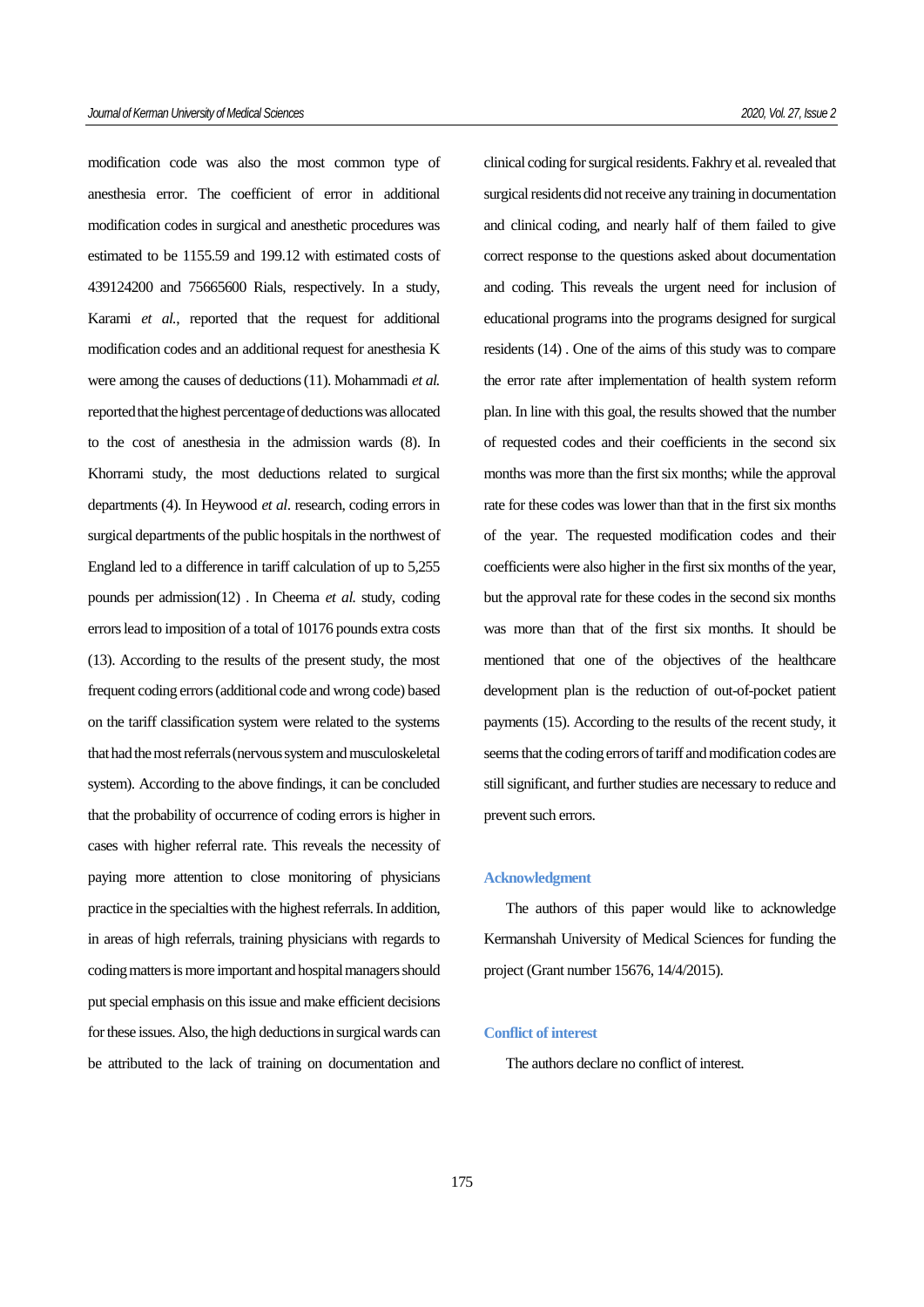modification code was also the most common type of anesthesia error. The coefficient of error in additional modification codes in surgical and anesthetic procedures was estimated to be 1155.59 and 199.12 with estimated costs of 439124200 and 75665600 Rials, respectively. In a study, Karami *et al.*, reported that the request for additional modification codes and an additional request for anesthesia K were among the causes of deductions (11). Mohammadi *et al.* reported that the highest percentage of deductions was allocated to the cost of anesthesia in the admission wards (8). In Khorrami study, the most deductions related to surgical departments (4). In Heywood *et al*. research, coding errors in surgical departments of the public hospitals in the northwest of England led to a difference in tariff calculation of up to 5,255 pounds per admission(12) . In Cheema *et al.* study, coding errors lead to imposition of a total of 10176 pounds extra costs (13). According to the results of the present study, the most frequent coding errors (additional code and wrong code) based on the tariff classification system were related to the systems that had the most referrals (nervous system and musculoskeletal system). According to the above findings, it can be concluded that the probability of occurrence of coding errors is higher in cases with higher referral rate. This reveals the necessity of paying more attention to close monitoring of physicians practice in the specialties with the highest referrals. In addition, in areas of high referrals, training physicians with regards to coding matters is more important and hospital managers should put special emphasis on this issue and make efficient decisions for these issues. Also, the high deductions in surgical wards can be attributed to the lack of training on documentation and clinical coding for surgical residents. Fakhry et al. revealed that surgical residents did not receive any training in documentation and clinical coding, and nearly half of them failed to give correct response to the questions asked about documentation and coding. This reveals the urgent need for inclusion of educational programs into the programs designed for surgical residents (14) . One of the aims of this study was to compare the error rate after implementation of health system reform plan. In line with this goal, the results showed that the number of requested codes and their coefficients in the second six months was more than the first six months; while the approval rate for these codes was lower than that in the first six months of the year. The requested modification codes and their coefficients were also higher in the first six months of the year, but the approval rate for these codes in the second six months was more than that of the first six months. It should be mentioned that one of the objectives of the healthcare development plan is the reduction of out-of-pocket patient payments (15). According to the results of the recent study, it seems that the coding errors of tariff and modification codes are still significant, and further studies are necessary to reduce and prevent such errors.

## Acknowledgment

The authors of this paper would like to acknowledge Kermanshah University of Medical Sciences for funding the project (Grant number 15676, 14/4/2015).

## Conflict of interest

The authors declare no conflict of interest.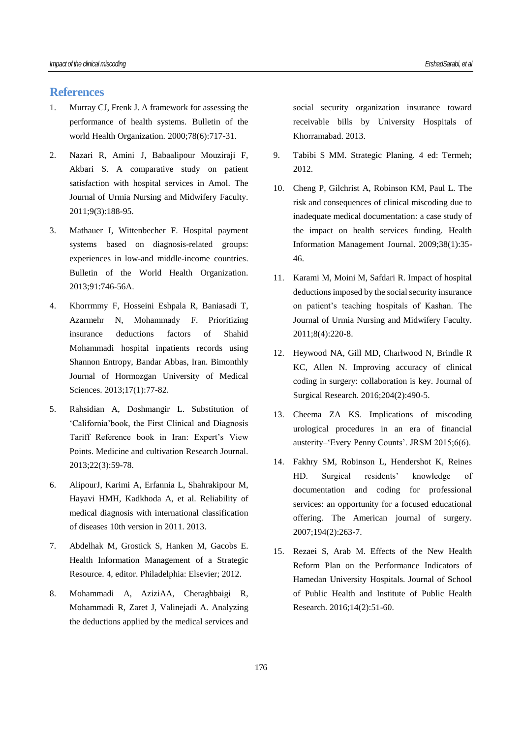## References

1. Murray CJ, Frenk J. A framework for assessing the performance of health systems. Bulletin of the world Health Organization. 2000;78(6):717-31.
2. Nazari R, Amini J, Babaalipour Mouziraji F, Akbari S. A comparative study on patient satisfaction with hospital services in Amol. The Journal of Urmia Nursing and Midwifery Faculty. 2011;9(3):188-95.
3. Mathauer I, Wittenbecher F. Hospital payment systems based on diagnosis-related groups: experiences in low-and middle-income countries. Bulletin of the World Health Organization. 2013;91:746-56A.
4. Khorrmmy F, Hosseini Eshpala R, Baniasadi T, Azarmehr N, Mohammady F. Prioritizing insurance deductions factors of Shahid Mohammadi hospital inpatients records using Shannon Entropy, Bandar Abbas, Iran. Bimonthly Journal of Hormozgan University of Medical Sciences. 2013;17(1):77-82.
5. Rahsidian A, Doshmangir L. Substitution of 'California'book, the First Clinical and Diagnosis Tariff Reference book in Iran: Expert's View Points. Medicine and cultivation Research Journal. 2013;22(3):59-78.
6. AlipourJ, Karimi A, Erfannia L, Shahrakipour M, Hayavi HMH, Kadkhoda A, et al. Reliability of medical diagnosis with international classification of diseases 10th version in 2011. 2013.
7. Abdelhak M, Grostick S, Hanken M, Gacobs E. Health Information Management of a Strategic Resource. 4, editor. Philadelphia: Elsevier; 2012.
8. Mohammadi A, AziziAA, Cheraghbaigi R, Mohammadi R, Zaret J, Valinejadi A. Analyzing the deductions applied by the medical services and social security organization insurance toward receivable bills by University Hospitals of Khorramabad. 2013.
9. Tabibi S MM. Strategic Planing. 4 ed: Termeh; 2012.
10. Cheng P, Gilchrist A, Robinson KM, Paul L. The risk and consequences of clinical miscoding due to inadequate medical documentation: a case study of the impact on health services funding. Health Information Management Journal. 2009;38(1):35-46.
11. Karami M, Moini M, Safdari R. Impact of hospital deductions imposed by the social security insurance on patient's teaching hospitals of Kashan. The Journal of Urmia Nursing and Midwifery Faculty. 2011;8(4):220-8.
12. Heywood NA, Gill MD, Charlwood N, Brindle R KC, Allen N. Improving accuracy of clinical coding in surgery: collaboration is key. Journal of Surgical Research. 2016;204(2):490-5.
13. Cheema ZA KS. Implications of miscoding urological procedures in an era of financial austerity–'Every Penny Counts'. JRSM 2015;6(6).
14. Fakhry SM, Robinson L, Hendershot K, Reines HD. Surgical residents' knowledge of documentation and coding for professional services: an opportunity for a focused educational offering. The American journal of surgery. 2007;194(2):263-7.
15. Rezaei S, Arab M. Effects of the New Health Reform Plan on the Performance Indicators of Hamedan University Hospitals. Journal of School of Public Health and Institute of Public Health Research. 2016;14(2):51-60.